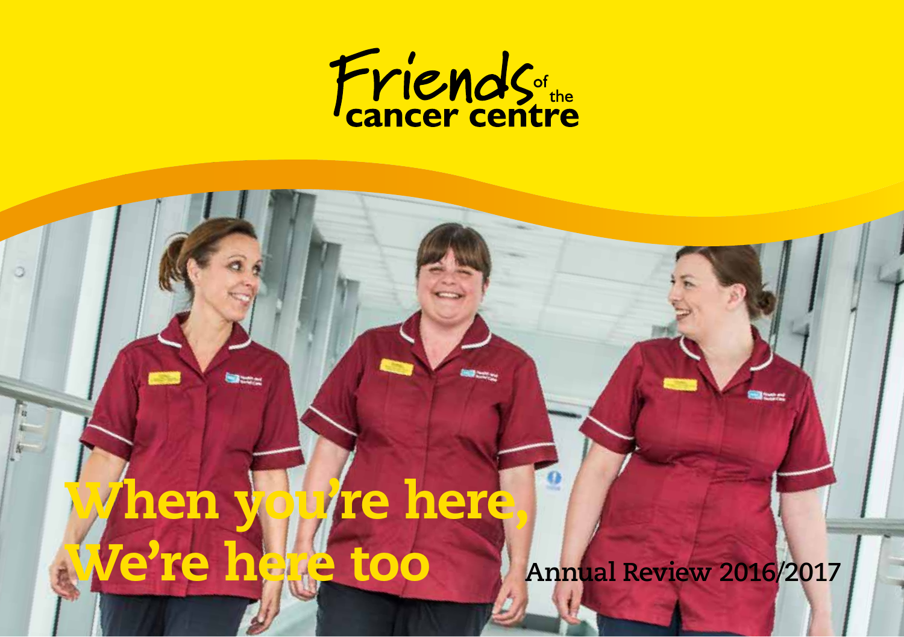Friends of the cancer centre

# When you're here, We're here too

Annual Review 2016/2017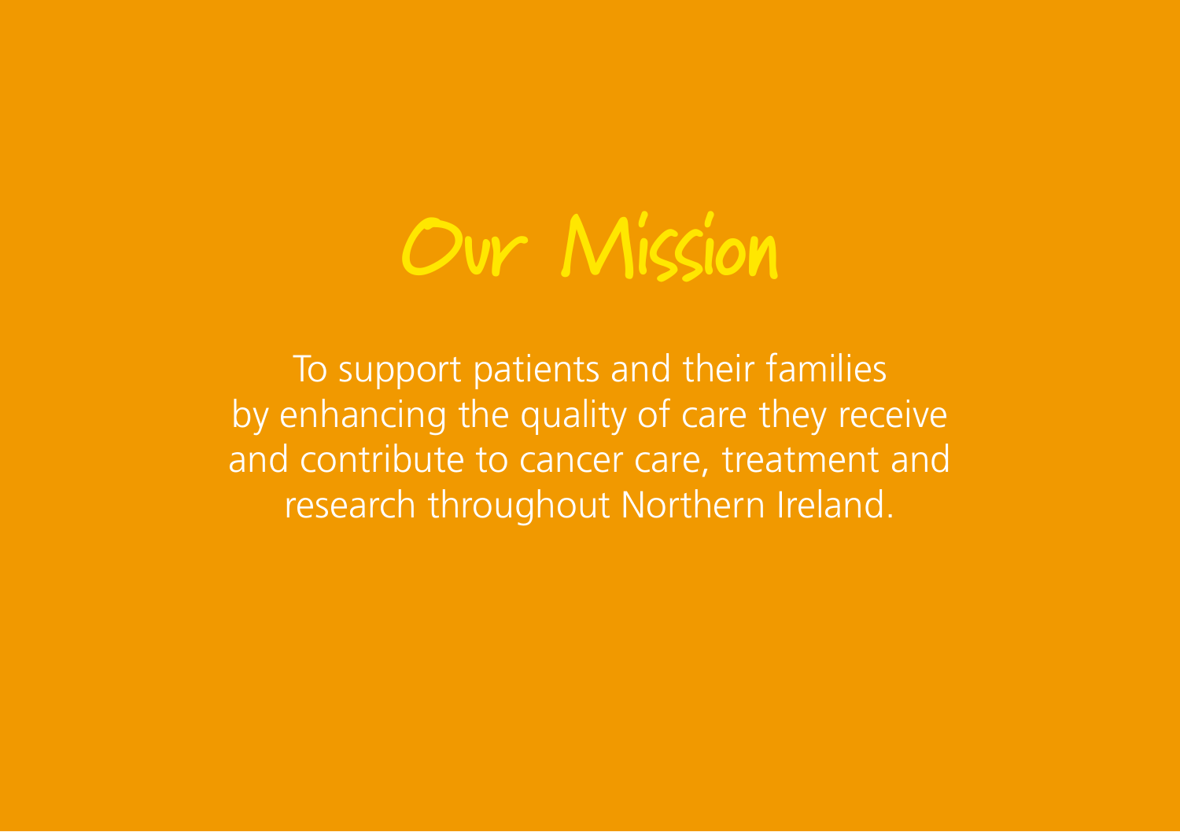# Our Mission

To support patients and their families by enhancing the quality of care they receive and contribute to cancer care, treatment and research throughout Northern Ireland.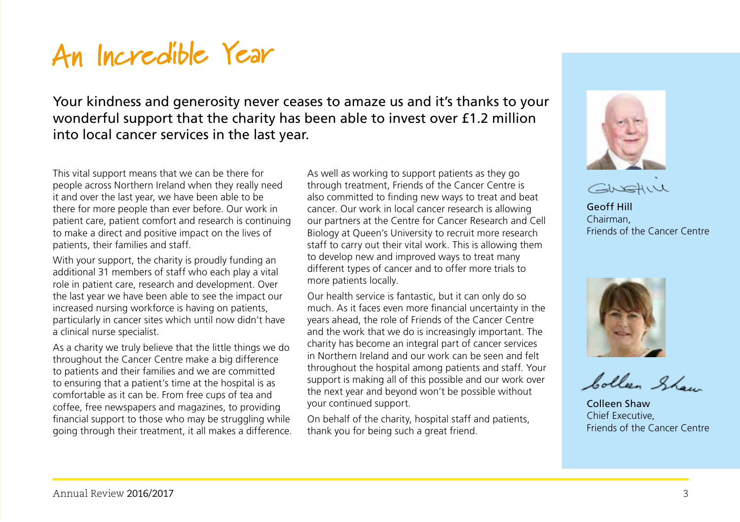# An Incredible Year

Your kindness and generosity never ceases to amaze us and it's thanks to your wonderful support that the charity has been able to invest over £1.2 million into local cancer services in the last year.

This vital support means that we can be there for people across Northern Ireland when they really need it and over the last year, we have been able to be there for more people than ever before. Our work in patient care, patient comfort and research is continuing to make a direct and positive impact on the lives of patients, their families and staff.

With your support, the charity is proudly funding an additional 31 members of staff who each play a vital role in patient care, research and development. Over the last year we have been able to see the impact our increased nursing workforce is having on patients, particularly in cancer sites which until now didn't have a clinical nurse specialist.

As a charity we truly believe that the little things we do throughout the Cancer Centre make a big difference to patients and their families and we are committed to ensuring that a patient's time at the hospital is as comfortable as it can be. From free cups of tea and coffee, free newspapers and magazines, to providing financial support to those who may be struggling while going through their treatment, it all makes a difference.

As well as working to support patients as they go through treatment, Friends of the Cancer Centre is also committed to finding new ways to treat and beat cancer. Our work in local cancer research is allowing our partners at the Centre for Cancer Research and Cell Biology at Queen's University to recruit more research staff to carry out their vital work. This is allowing them to develop new and improved ways to treat many different types of cancer and to offer more trials to more patients locally.

Our health service is fantastic, but it can only do so much. As it faces even more financial uncertainty in the years ahead, the role of Friends of the Cancer Centre and the work that we do is increasingly important. The charity has become an integral part of cancer services in Northern Ireland and our work can be seen and felt throughout the hospital among patients and staff. Your support is making all of this possible and our work over the next year and beyond won't be possible without your continued support.

On behalf of the charity, hospital staff and patients, thank you for being such a great friend.

**Geoff Hill**
Chairman,
Friends of the Cancer Centre

**Colleen Shaw**
Chief Executive,
Friends of the Cancer Centre

Annual Review 2016/2017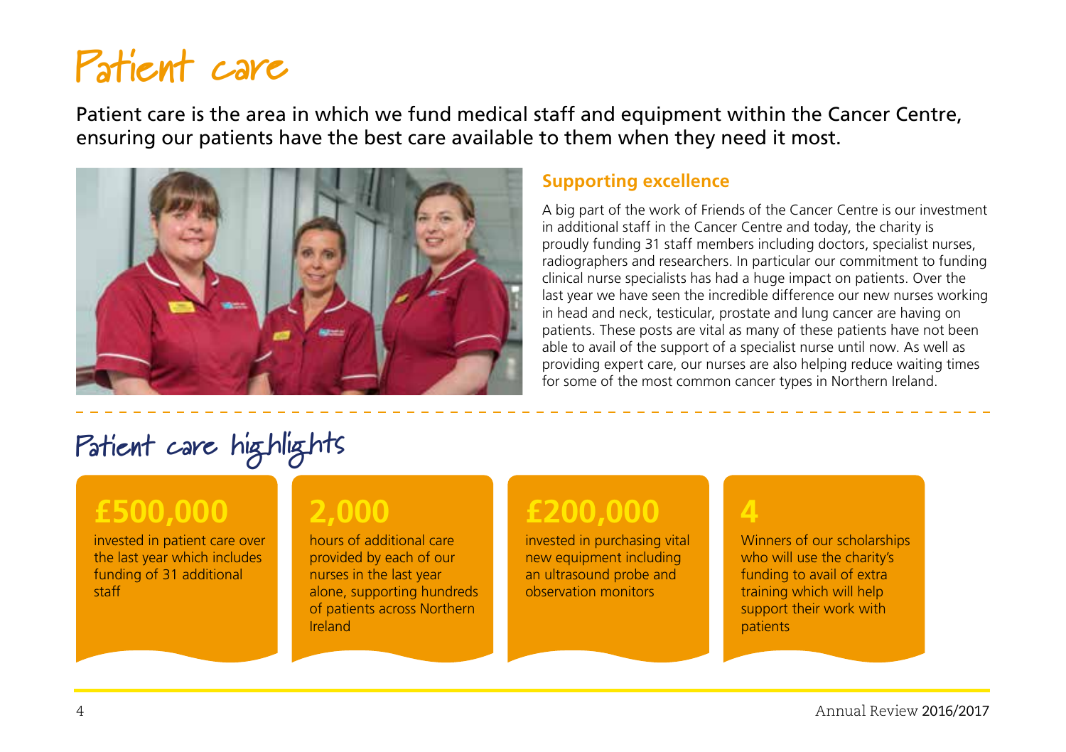# Patient care

Patient care is the area in which we fund medical staff and equipment within the Cancer Centre, ensuring our patients have the best care available to them when they need it most.

### Supporting excellence

A big part of the work of Friends of the Cancer Centre is our investment in additional staff in the Cancer Centre and today, the charity is proudly funding 31 staff members including doctors, specialist nurses, radiographers and researchers. In particular our commitment to funding clinical nurse specialists has had a huge impact on patients. Over the last year we have seen the incredible difference our new nurses working in head and neck, testicular, prostate and lung cancer are having on patients. These posts are vital as many of these patients have not been able to avail of the support of a specialist nurse until now. As well as providing expert care, our nurses are also helping reduce waiting times for some of the most common cancer types in Northern Ireland.

## Patient care highlights

**£500,000**

invested in patient care over the last year which includes funding of 31 additional staff

**2,000**

hours of additional care provided by each of our nurses in the last year alone, supporting hundreds of patients across Northern Ireland

**£200,000**

invested in purchasing vital new equipment including an ultrasound probe and observation monitors

**4**

Winners of our scholarships who will use the charity's funding to avail of extra training which will help support their work with patients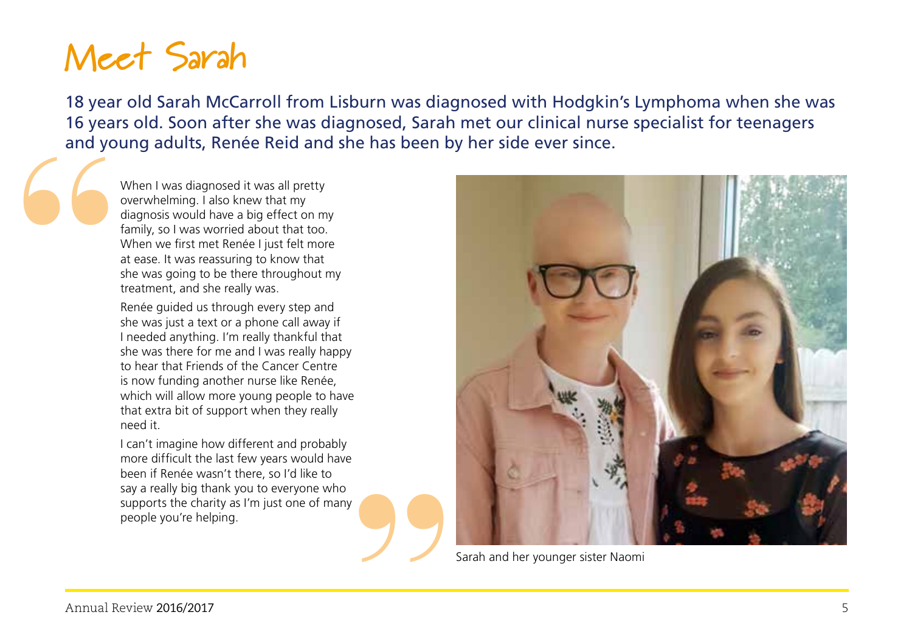# Meet Sarah

18 year old Sarah McCarroll from Lisburn was diagnosed with Hodgkin's Lymphoma when she was 16 years old. Soon after she was diagnosed, Sarah met our clinical nurse specialist for teenagers and young adults, Renée Reid and she has been by her side ever since.

When I was diagnosed it was all pretty overwhelming. I also knew that my diagnosis would have a big effect on my family, so I was worried about that too. When we first met Renée I just felt more at ease. It was reassuring to know that she was going to be there throughout my treatment, and she really was.

Renée guided us through every step and she was just a text or a phone call away if I needed anything. I'm really thankful that she was there for me and I was really happy to hear that Friends of the Cancer Centre is now funding another nurse like Renée, which will allow more young people to have that extra bit of support when they really need it.

I can't imagine how different and probably more difficult the last few years would have been if Renée wasn't there, so I'd like to say a really big thank you to everyone who supports the charity as I'm just one of many people you're helping.

Sarah and her younger sister Naomi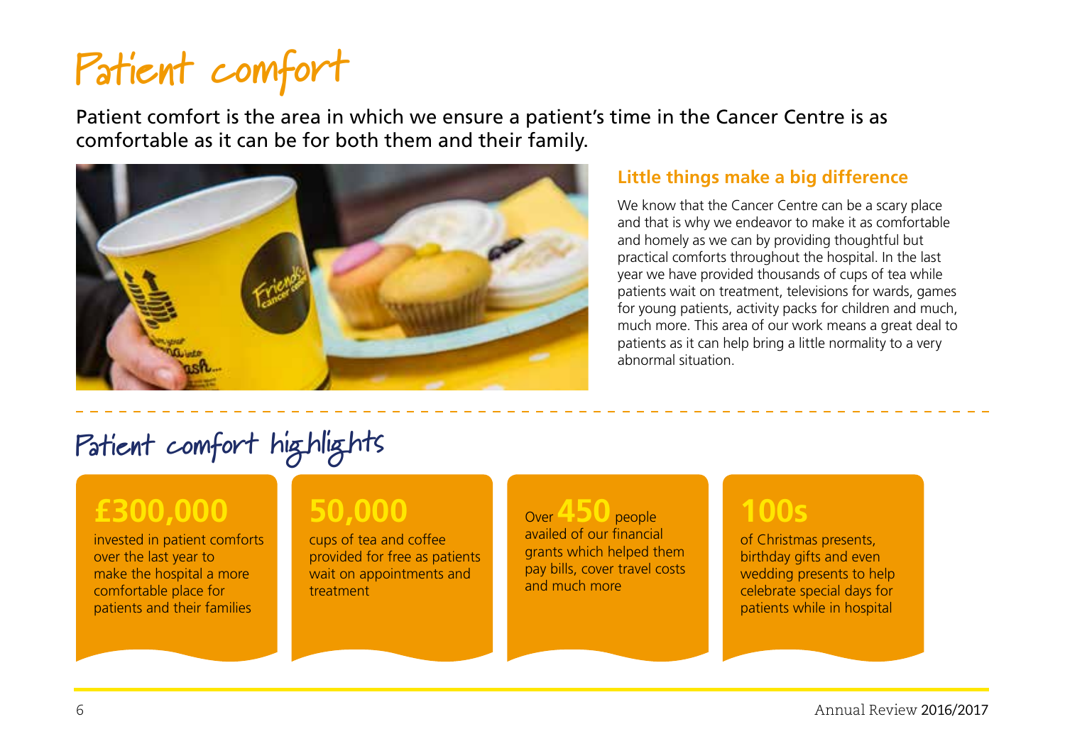# Patient comfort

Patient comfort is the area in which we ensure a patient's time in the Cancer Centre is as comfortable as it can be for both them and their family.

### Little things make a big difference

We know that the Cancer Centre can be a scary place and that is why we endeavor to make it as comfortable and homely as we can by providing thoughtful but practical comforts throughout the hospital. In the last year we have provided thousands of cups of tea while patients wait on treatment, televisions for wards, games for young patients, activity packs for children and much, much more. This area of our work means a great deal to patients as it can help bring a little normality to a very abnormal situation.

## Patient comfort highlights

**£300,000**

invested in patient comforts over the last year to make the hospital a more comfortable place for patients and their families

**50,000**

cups of tea and coffee provided for free as patients wait on appointments and treatment

Over **450** people availed of our financial grants which helped them pay bills, cover travel costs and much more

**100s**

of Christmas presents, birthday gifts and even wedding presents to help celebrate special days for patients while in hospital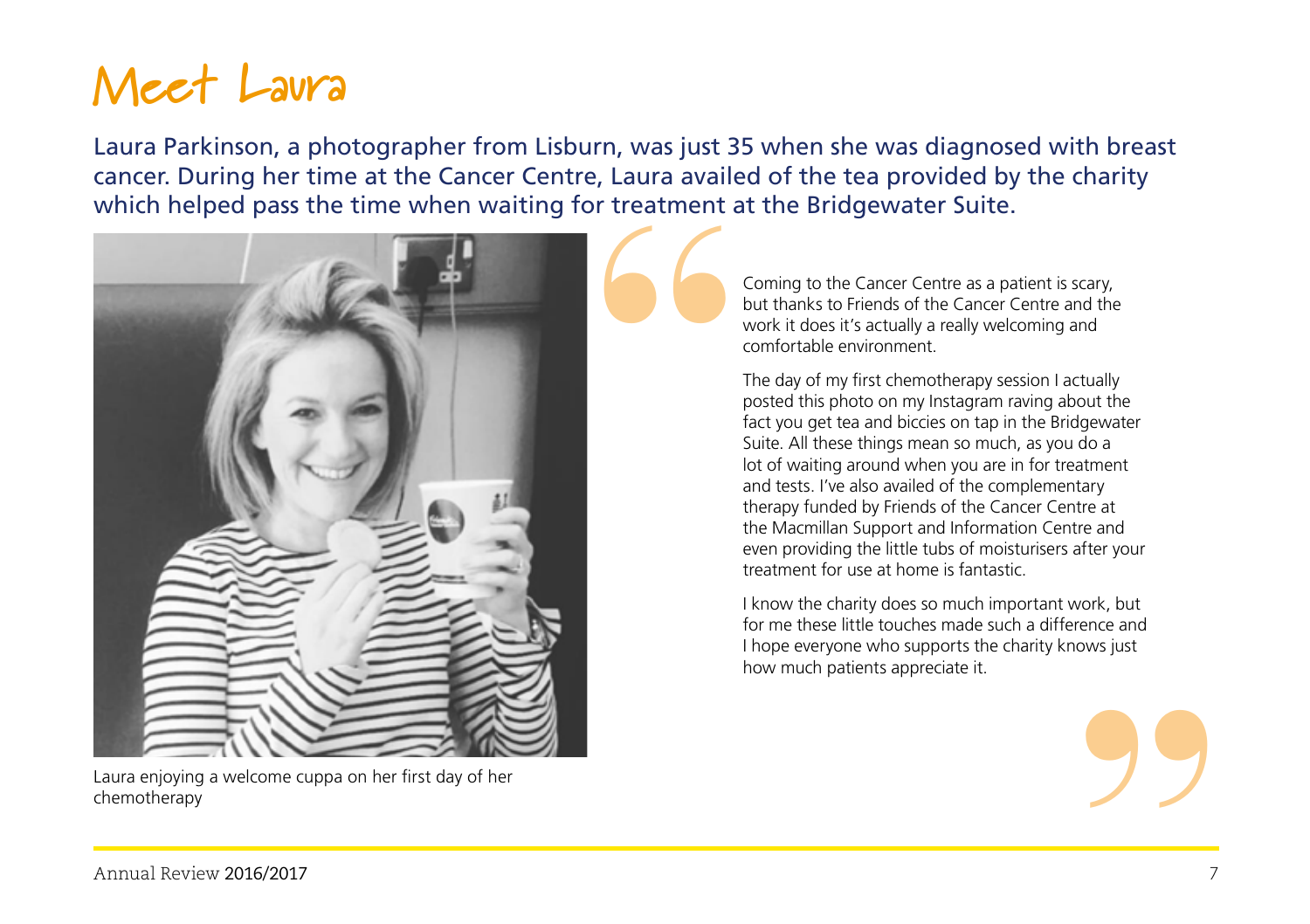# Meet Laura

Laura Parkinson, a photographer from Lisburn, was just 35 when she was diagnosed with breast cancer. During her time at the Cancer Centre, Laura availed of the tea provided by the charity which helped pass the time when waiting for treatment at the Bridgewater Suite.

Laura enjoying a welcome cuppa on her first day of her chemotherapy

> Coming to the Cancer Centre as a patient is scary, but thanks to Friends of the Cancer Centre and the work it does it's actually a really welcoming and comfortable environment.
>
> The day of my first chemotherapy session I actually posted this photo on my Instagram raving about the fact you get tea and biccies on tap in the Bridgewater Suite. All these things mean so much, as you do a lot of waiting around when you are in for treatment and tests. I've also availed of the complementary therapy funded by Friends of the Cancer Centre at the Macmillan Support and Information Centre and even providing the little tubs of moisturisers after your treatment for use at home is fantastic.
>
> I know the charity does so much important work, but for me these little touches made such a difference and I hope everyone who supports the charity knows just how much patients appreciate it.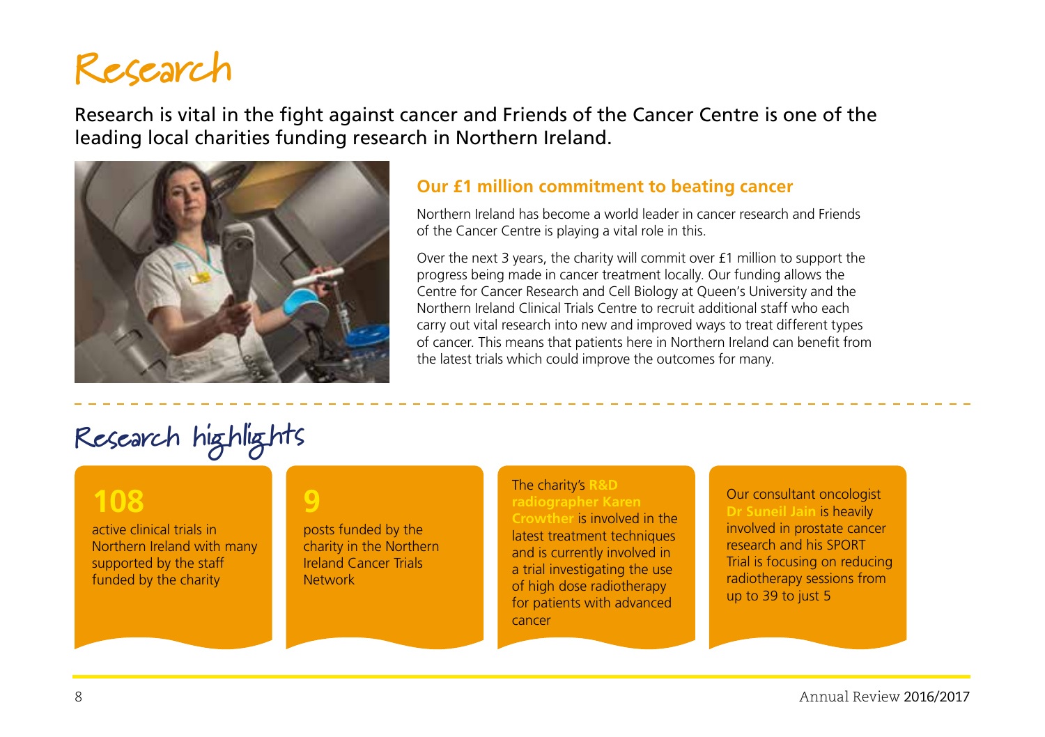# Research

Research is vital in the fight against cancer and Friends of the Cancer Centre is one of the leading local charities funding research in Northern Ireland.

### Our £1 million commitment to beating cancer

Northern Ireland has become a world leader in cancer research and Friends of the Cancer Centre is playing a vital role in this.

Over the next 3 years, the charity will commit over £1 million to support the progress being made in cancer treatment locally. Our funding allows the Centre for Cancer Research and Cell Biology at Queen's University and the Northern Ireland Clinical Trials Centre to recruit additional staff who each carry out vital research into new and improved ways to treat different types of cancer. This means that patients here in Northern Ireland can benefit from the latest trials which could improve the outcomes for many.

## Research highlights

**108**
active clinical trials in Northern Ireland with many supported by the staff funded by the charity

**9**
posts funded by the charity in the Northern Ireland Cancer Trials Network

The charity's **R&D radiographer Karen Crowther** is involved in the latest treatment techniques and is currently involved in a trial investigating the use of high dose radiotherapy for patients with advanced cancer

Our consultant oncologist **Dr Suneil Jain** is heavily involved in prostate cancer research and his SPORT Trial is focusing on reducing radiotherapy sessions from up to 39 to just 5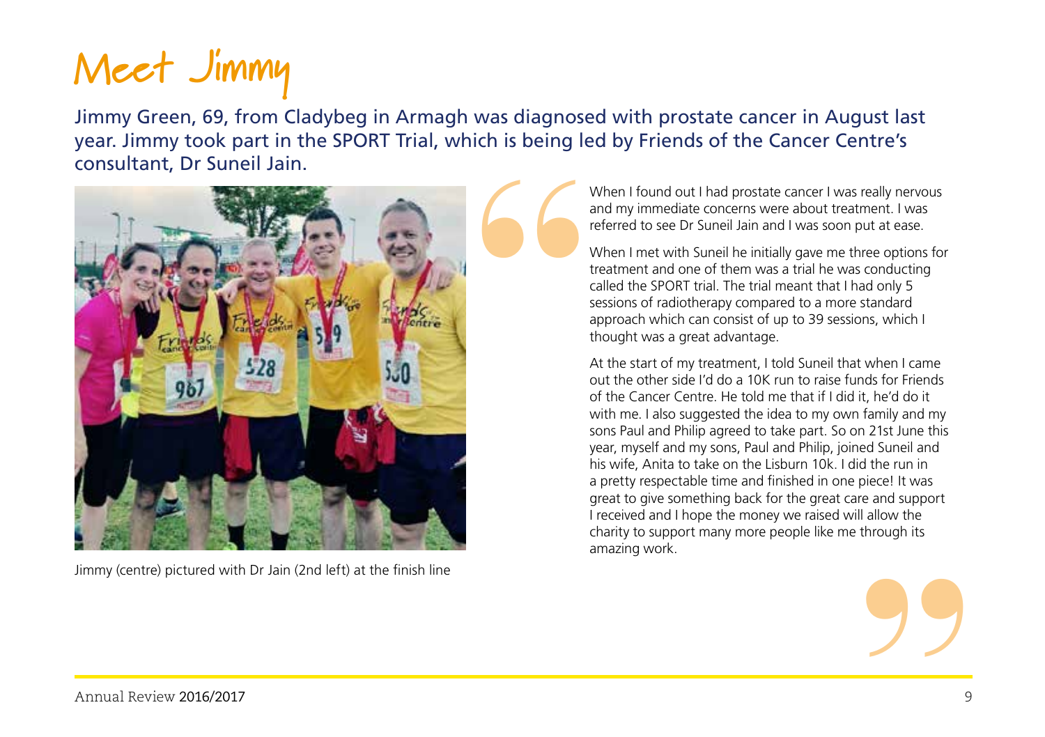# Meet Jimmy

Jimmy Green, 69, from Cladybeg in Armagh was diagnosed with prostate cancer in August last year. Jimmy took part in the SPORT Trial, which is being led by Friends of the Cancer Centre's consultant, Dr Suneil Jain.

Jimmy (centre) pictured with Dr Jain (2nd left) at the finish line

> When I found out I had prostate cancer I was really nervous and my immediate concerns were about treatment. I was referred to see Dr Suneil Jain and I was soon put at ease.
>
> When I met with Suneil he initially gave me three options for treatment and one of them was a trial he was conducting called the SPORT trial. The trial meant that I had only 5 sessions of radiotherapy compared to a more standard approach which can consist of up to 39 sessions, which I thought was a great advantage.
>
> At the start of my treatment, I told Suneil that when I came out the other side I'd do a 10K run to raise funds for Friends of the Cancer Centre. He told me that if I did it, he'd do it with me. I also suggested the idea to my own family and my sons Paul and Philip agreed to take part. So on 21st June this year, myself and my sons, Paul and Philip, joined Suneil and his wife, Anita to take on the Lisburn 10k. I did the run in a pretty respectable time and finished in one piece! It was great to give something back for the great care and support I received and I hope the money we raised will allow the charity to support many more people like me through its amazing work.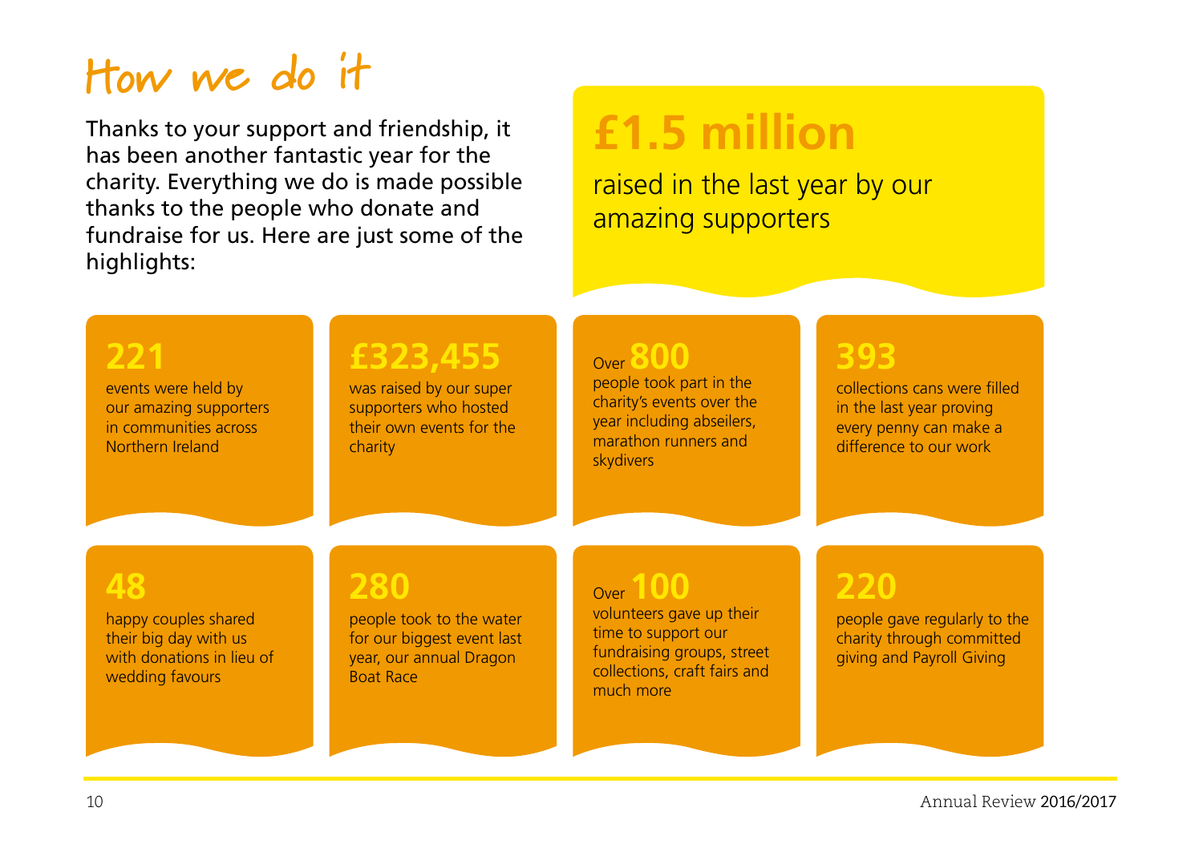# How we do it

Thanks to your support and friendship, it has been another fantastic year for the charity. Everything we do is made possible thanks to the people who donate and fundraise for us. Here are just some of the highlights:

## £1.5 million

raised in the last year by our amazing supporters

**221**
events were held by our amazing supporters in communities across Northern Ireland

**£323,455**
was raised by our super supporters who hosted their own events for the charity

Over **800**
people took part in the charity's events over the year including abseilers, marathon runners and skydivers

**393**
collections cans were filled in the last year proving every penny can make a difference to our work

**48**
happy couples shared their big day with us with donations in lieu of wedding favours

**280**
people took to the water for our biggest event last year, our annual Dragon Boat Race

Over **100**
volunteers gave up their time to support our fundraising groups, street collections, craft fairs and much more

**220**
people gave regularly to the charity through committed giving and Payroll Giving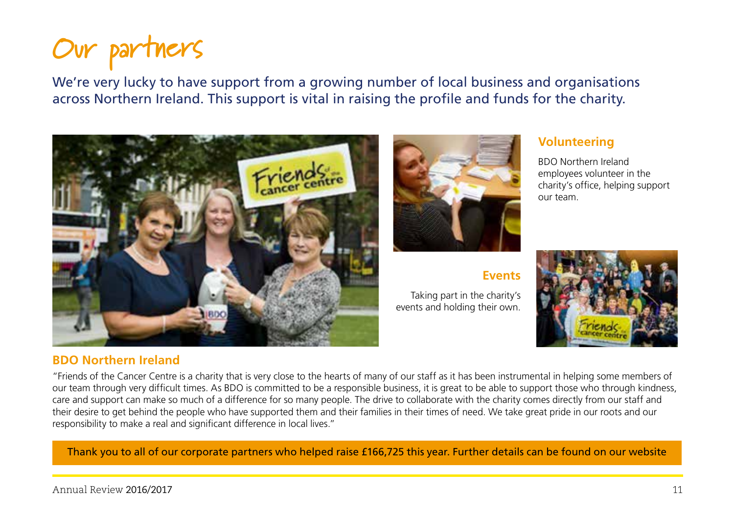# Our partners

We're very lucky to have support from a growing number of local business and organisations across Northern Ireland. This support is vital in raising the profile and funds for the charity.

### Volunteering

BDO Northern Ireland employees volunteer in the charity's office, helping support our team.

### Events

Taking part in the charity's events and holding their own.

### BDO Northern Ireland

"Friends of the Cancer Centre is a charity that is very close to the hearts of many of our staff as it has been instrumental in helping some members of our team through very difficult times. As BDO is committed to be a responsible business, it is great to be able to support those who through kindness, care and support can make so much of a difference for so many people. The drive to collaborate with the charity comes directly from our staff and their desire to get behind the people who have supported them and their families in their times of need. We take great pride in our roots and our responsibility to make a real and significant difference in local lives."

Thank you to all of our corporate partners who helped raise £166,725 this year. Further details can be found on our website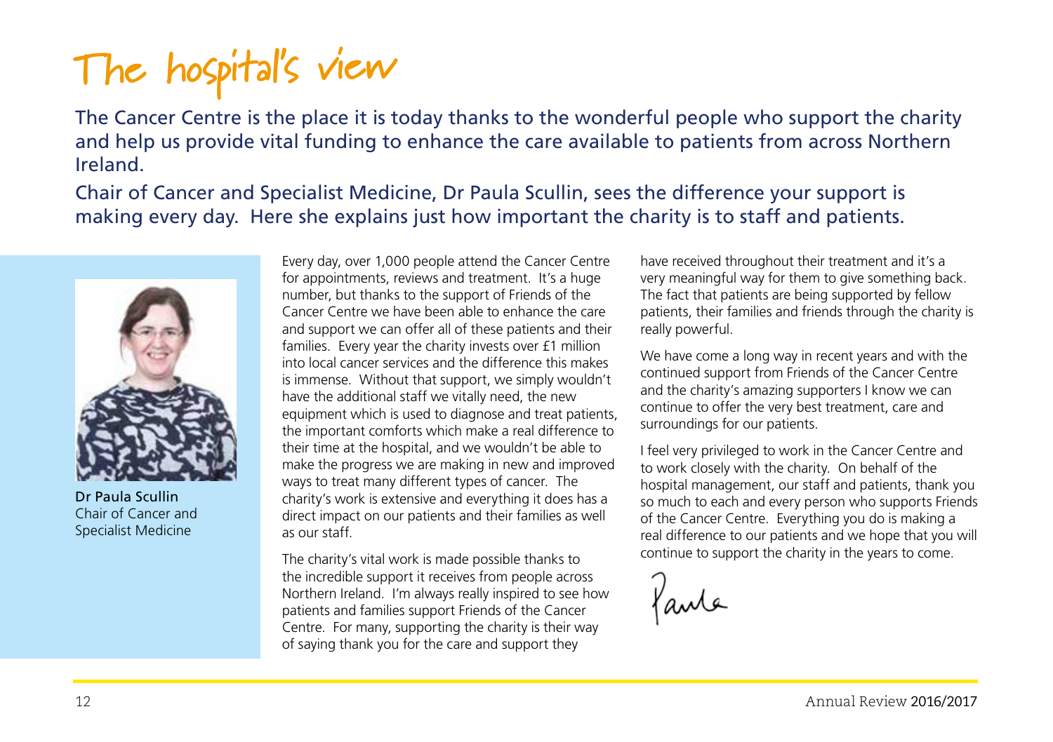# The hospital's view

The Cancer Centre is the place it is today thanks to the wonderful people who support the charity and help us provide vital funding to enhance the care available to patients from across Northern Ireland.

Chair of Cancer and Specialist Medicine, Dr Paula Scullin, sees the difference your support is making every day. Here she explains just how important the charity is to staff and patients.

**Dr Paula Scullin**
Chair of Cancer and Specialist Medicine

Every day, over 1,000 people attend the Cancer Centre for appointments, reviews and treatment. It's a huge number, but thanks to the support of Friends of the Cancer Centre we have been able to enhance the care and support we can offer all of these patients and their families. Every year the charity invests over £1 million into local cancer services and the difference this makes is immense. Without that support, we simply wouldn't have the additional staff we vitally need, the new equipment which is used to diagnose and treat patients, the important comforts which make a real difference to their time at the hospital, and we wouldn't be able to make the progress we are making in new and improved ways to treat many different types of cancer. The charity's work is extensive and everything it does has a direct impact on our patients and their families as well as our staff.

The charity's vital work is made possible thanks to the incredible support it receives from people across Northern Ireland. I'm always really inspired to see how patients and families support Friends of the Cancer Centre. For many, supporting the charity is their way of saying thank you for the care and support they have received throughout their treatment and it's a very meaningful way for them to give something back. The fact that patients are being supported by fellow patients, their families and friends through the charity is really powerful.

We have come a long way in recent years and with the continued support from Friends of the Cancer Centre and the charity's amazing supporters I know we can continue to offer the very best treatment, care and surroundings for our patients.

I feel very privileged to work in the Cancer Centre and to work closely with the charity. On behalf of the hospital management, our staff and patients, thank you so much to each and every person who supports Friends of the Cancer Centre. Everything you do is making a real difference to our patients and we hope that you will continue to support the charity in the years to come.

Paula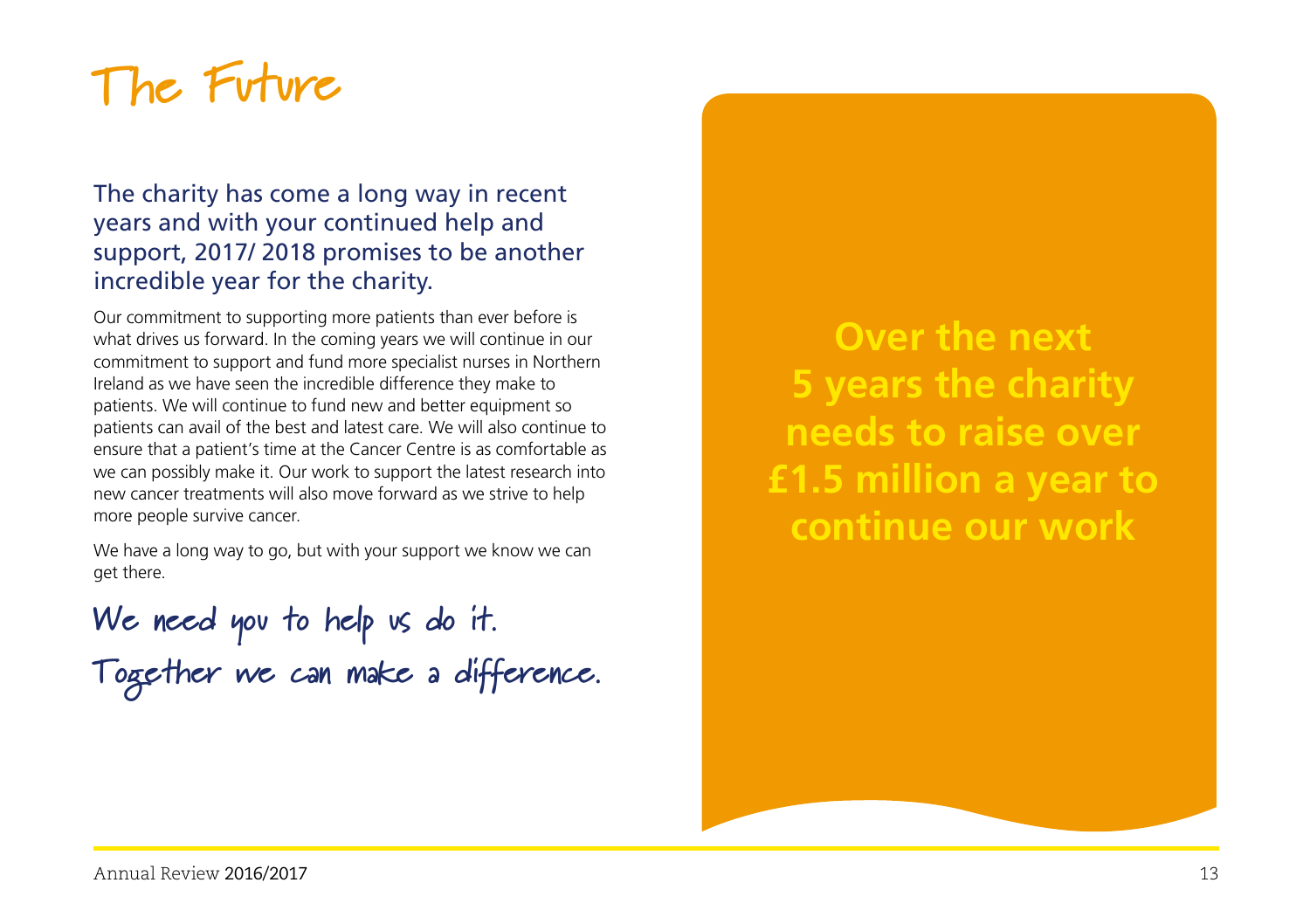# The Future

The charity has come a long way in recent years and with your continued help and support, 2017/ 2018 promises to be another incredible year for the charity.

Our commitment to supporting more patients than ever before is what drives us forward. In the coming years we will continue in our commitment to support and fund more specialist nurses in Northern Ireland as we have seen the incredible difference they make to patients. We will continue to fund new and better equipment so patients can avail of the best and latest care. We will also continue to ensure that a patient's time at the Cancer Centre is as comfortable as we can possibly make it. Our work to support the latest research into new cancer treatments will also move forward as we strive to help more people survive cancer.

We have a long way to go, but with your support we know we can get there.

We need you to help us do it.
Together we can make a difference.

**Over the next 5 years the charity needs to raise over £1.5 million a year to continue our work**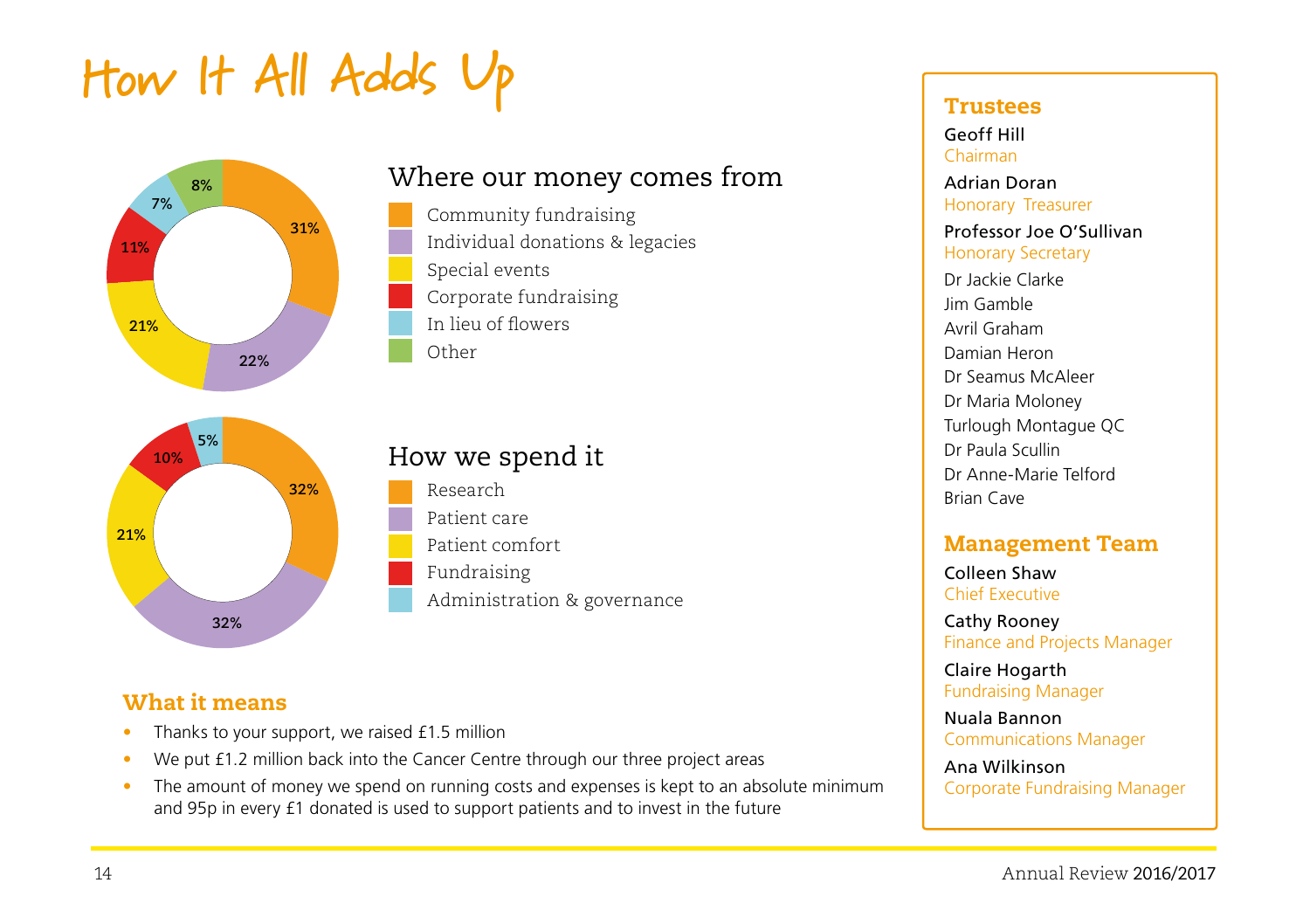# How It All Adds Up

## Where our money comes from

| Source | Percentage |
| --- | --- |
| Community fundraising | 31% |
| Individual donations & legacies | 22% |
| Special events | 21% |
| Corporate fundraising | 11% |
| In lieu of flowers | 7% |
| Other | 8% |

## How we spend it

| Area | Percentage |
| --- | --- |
| Research | 32% |
| Patient care | 32% |
| Patient comfort | 21% |
| Fundraising | 10% |
| Administration & governance | 5% |

### What it means

- Thanks to your support, we raised £1.5 million
- We put £1.2 million back into the Cancer Centre through our three project areas
- The amount of money we spend on running costs and expenses is kept to an absolute minimum and 95p in every £1 donated is used to support patients and to invest in the future

### Trustees

Geoff Hill
Chairman

Adrian Doran
Honorary Treasurer

Professor Joe O'Sullivan
Honorary Secretary

Dr Jackie Clarke
Jim Gamble
Avril Graham
Damian Heron
Dr Seamus McAleer
Dr Maria Moloney
Turlough Montague QC
Dr Paula Scullin
Dr Anne-Marie Telford
Brian Cave

### Management Team

Colleen Shaw
Chief Executive

Cathy Rooney
Finance and Projects Manager

Claire Hogarth
Fundraising Manager

Nuala Bannon
Communications Manager

Ana Wilkinson
Corporate Fundraising Manager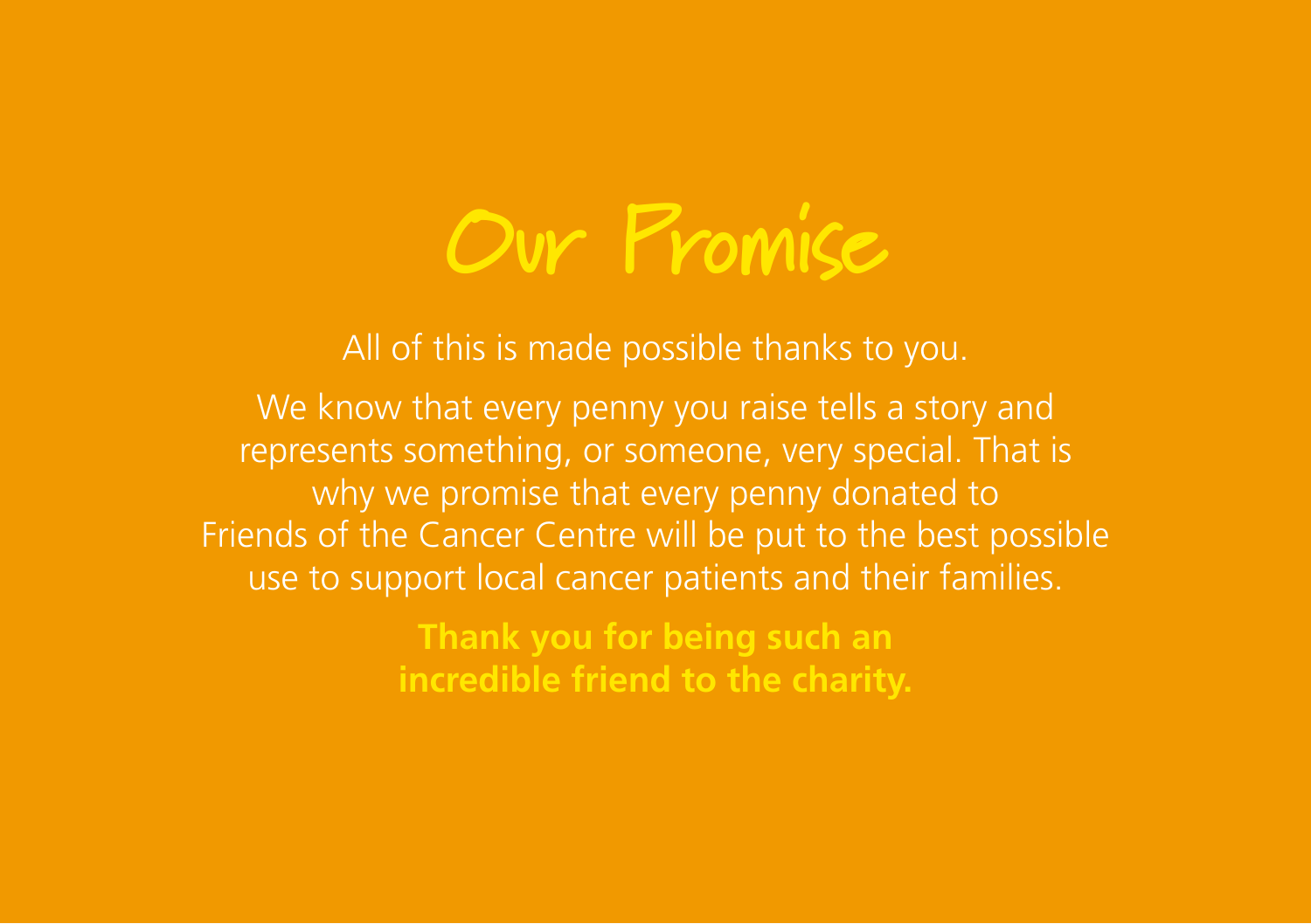# Our Promise

All of this is made possible thanks to you.

We know that every penny you raise tells a story and represents something, or someone, very special. That is why we promise that every penny donated to Friends of the Cancer Centre will be put to the best possible use to support local cancer patients and their families.

**Thank you for being such an incredible friend to the charity.**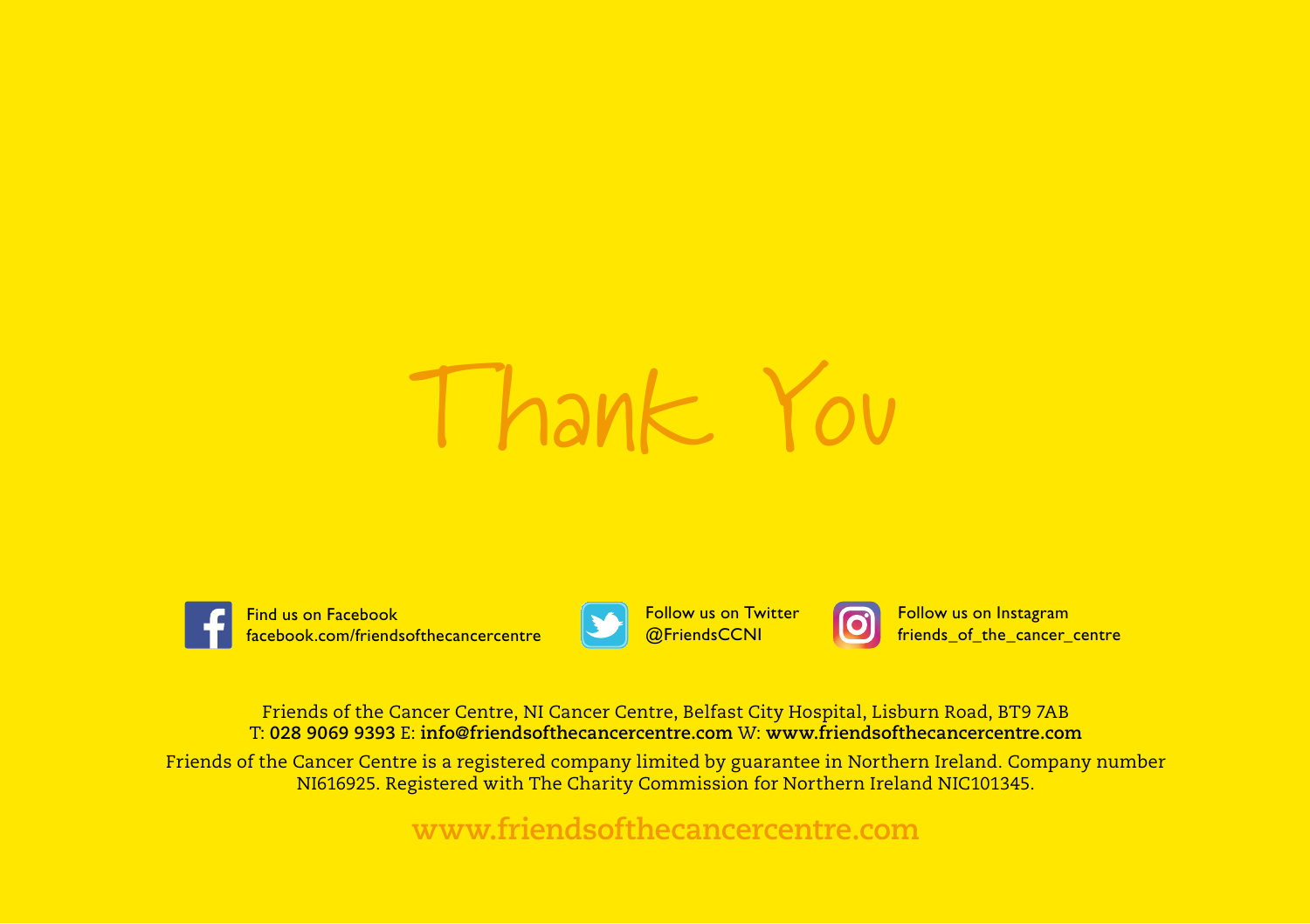# Thank You

Find us on Facebook
facebook.com/friendsofthecancercentre

Follow us on Twitter
@FriendsCCNI

Follow us on Instagram
friends_of_the_cancer_centre

Friends of the Cancer Centre, NI Cancer Centre, Belfast City Hospital, Lisburn Road, BT9 7AB
T: **028 9069 9393** E: **info@friendsofthecancercentre.com** W: **www.friendsofthecancercentre.com**

Friends of the Cancer Centre is a registered company limited by guarantee in Northern Ireland. Company number NI616925. Registered with The Charity Commission for Northern Ireland NIC101345.

**www.friendsofthecancercentre.com**